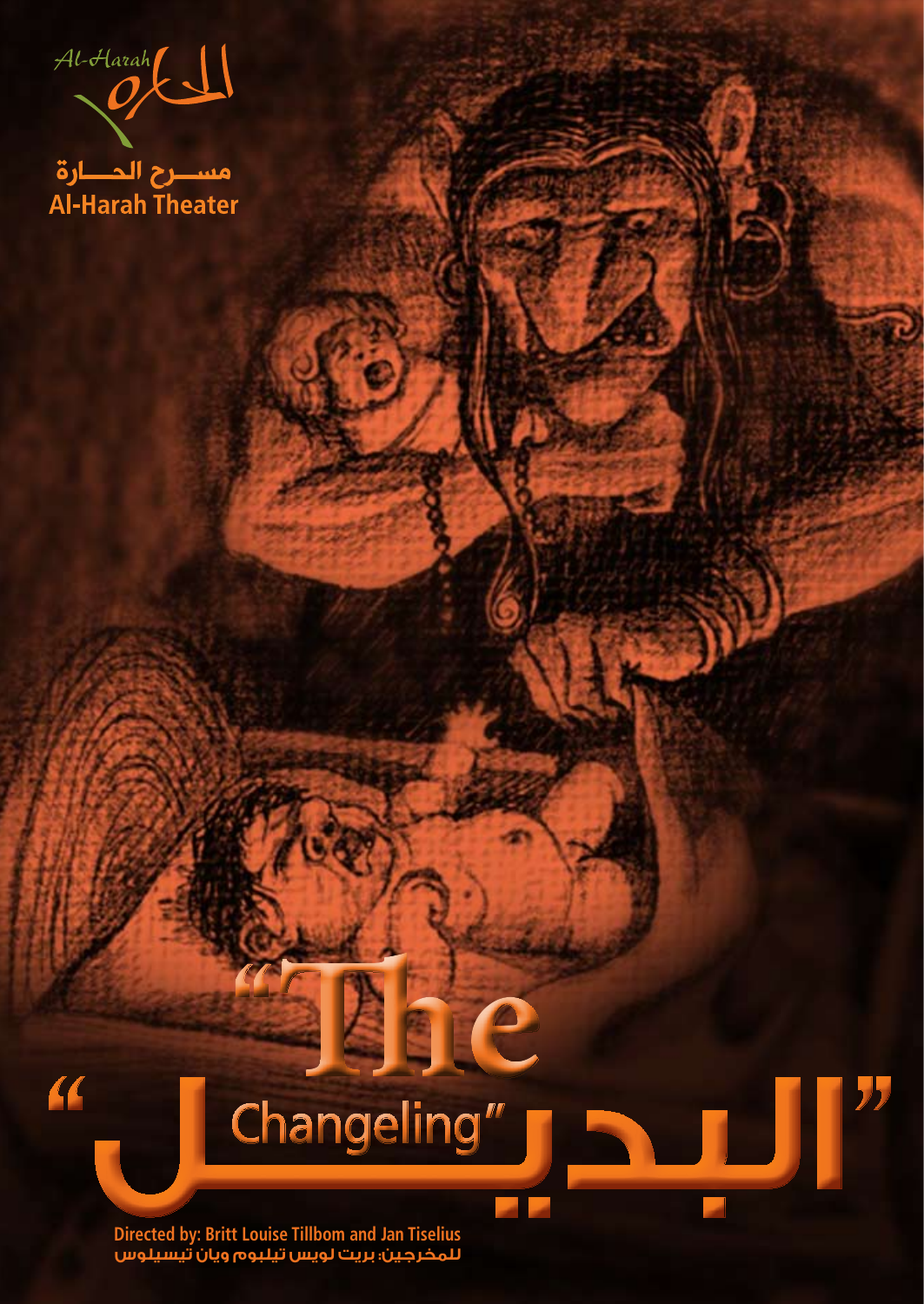Al-Harah الحارة

مسرح الحارة
Al-Harah Theater

# "The Changeling"

# "البديل"

**Directed by: Britt Louise Tillbom and Jan Tiselius**

**للمخرجين: بريت لويس تيلبوم ويان تيسيلوس**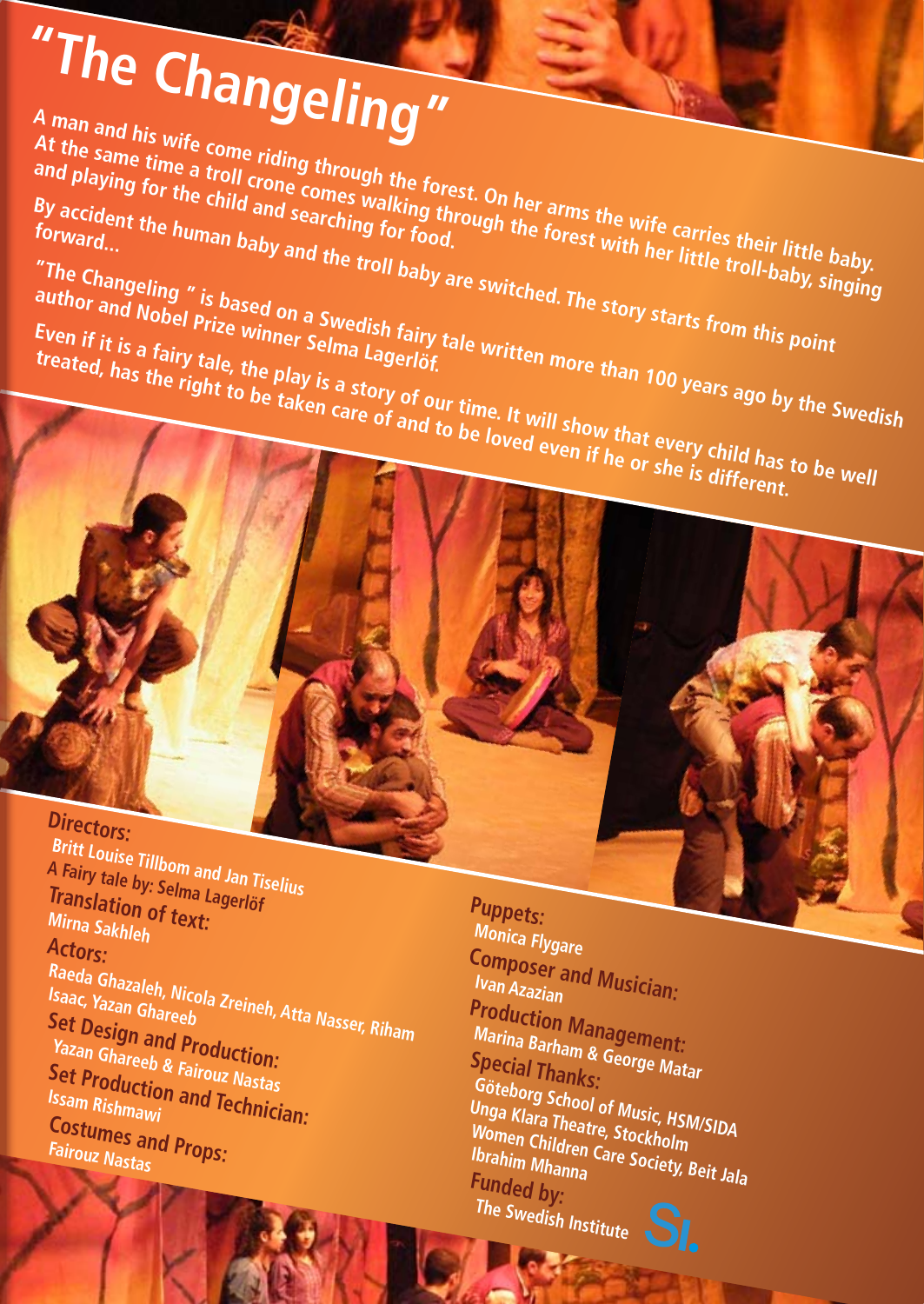# "The Changeling"

**A man and his wife come riding through the forest. On her arms the wife carries their little baby. At the same time a troll crone comes walking through the forest with her little troll-baby, singing and playing for the child and searching for food.**

**By accident the human baby and the troll baby are switched. The story starts from this point forward...**

**"The Changeling " is based on a Swedish fairy tale written more than 100 years ago by the Swedish author and Nobel Prize winner Selma Lagerlöf.**

**Even if it is a fairy tale, the play is a story of our time. It will show that every child has to be well treated, has the right to be taken care of and to be loved even if he or she is different.**

**Directors:**
Britt Louise Tillbom and Jan Tiselius

**A Fairy tale by:** Selma Lagerlöf

**Translation of text:**
Mirna Sakhleh

**Actors:**
Raeda Ghazaleh, Nicola Zreineh, Atta Nasser, Riham Isaac, Yazan Ghareeb

**Set Design and Production:**
Yazan Ghareeb & Fairouz Nastas

**Set Production and Technician:**
Issam Rishmawi

**Costumes and Props:**
Fairouz Nastas

**Puppets:**
Monica Flygare

**Composer and Musician:**
Ivan Azazian

**Production Management:**
Marina Barham & George Matar

**Special Thanks:**
Göteborg School of Music, HSM/SIDA
Unga Klara Theatre, Stockholm
Women Children Care Society, Beit Jala
Ibrahim Mhanna

**Funded by:**
The Swedish Institute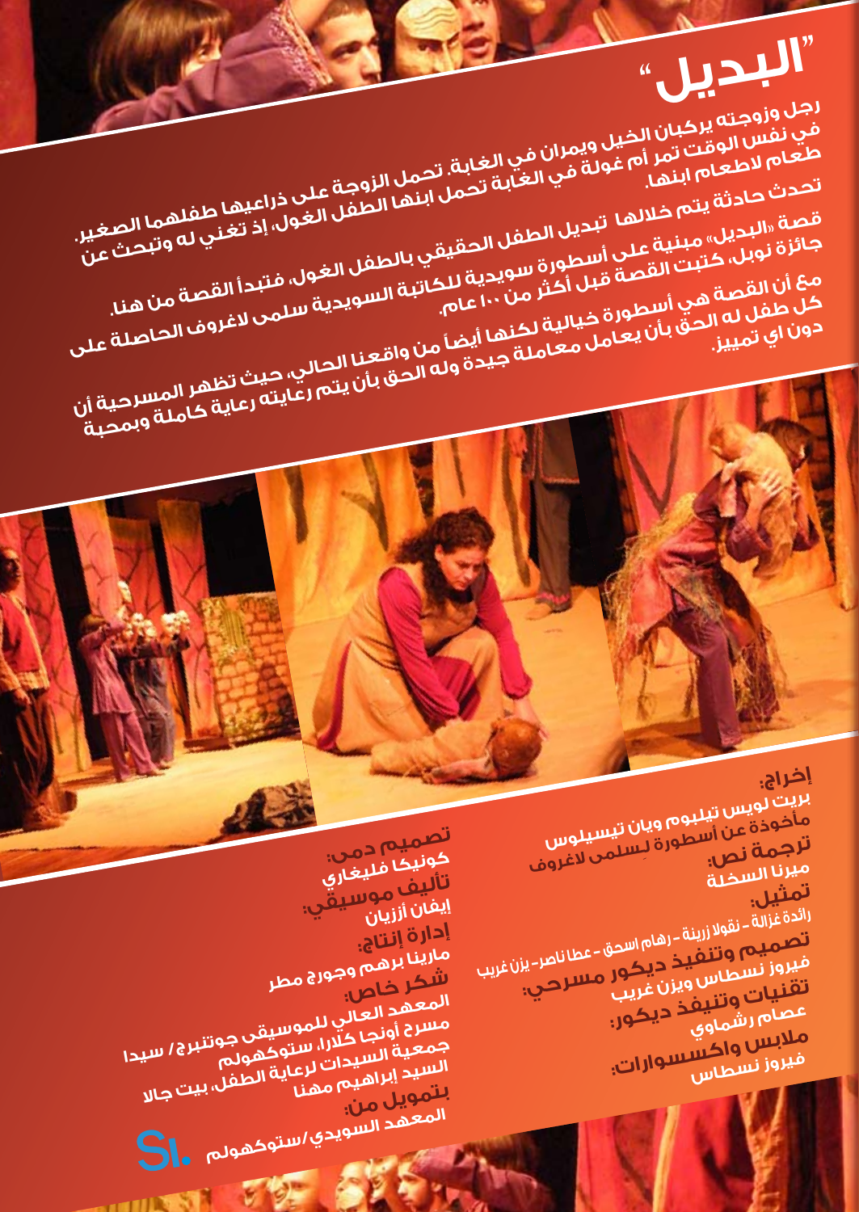# "البديل"

رجل وزوجته يركبان الخيل ويمران في الغابة. تحمل الزوجة على ذراعيها طفلهما الصغير. في نفس الوقت تمر أم غولة في الغابة تحمل ابنها الطفل الغول، إذ تغني له وتبحث عن طعام لاطعام ابنها.

تحدث حادثة يتم خلالها تبديل الطفل الحقيقي بالطفل الغول، فتبدأ القصة من هنا.

قصة «البديل» مبنية على أسطورة سويدية للكاتبة السويدية سلمى لاغروف الحاصلة على جائزة نوبل، كتبت القصة قبل أكثر من ١٠٠ عام.

مع أن القصة هي أسطورة خيالية لكنها أيضاً من واقعنا الحالي، حيث تظهر المسرحية أن كل طفل له الحق بأن يعامل معاملة جيدة وله الحق بأن يتم رعايته رعاية كاملة وبمحبة دون اي تمييز.

**إخراج:**
بريت لويس تيلبوم ويان تيسيلوس
مأخوذة عن أسطورة لِسلمى لاغروف

**ترجمة نص:**
ميرنا السخلة

**تمثيل:**
رائدة غزالة - نقولا زرينة - رهام اسحق - عطا ناصر - يزن غريب

**تصميم وتنفيذ ديكور مسرحي:**
فيروز نسطاس ويزن غريب

**تقنيات وتنيفذ ديكور:**
عصام رشماوي

**ملابس واكسسوارات:**
فيروز نسطاس

**تصميم دمى:**
كونيكا فليغاري

**تأليف موسيقي:**
إيفان أرزيان

**إدارة إنتاج:**
مارينا برهم وجورج مطر

**شكر خاص:**
المعهد العالي للموسيقى جوتنبرج/ سيدا
مسرح أونجا كلارا، ستوكهولم
جمعية السيدات لرعاية الطفل، بيت جالا
السيد إبراهيم مهنا

**بتمويل من:**
المعهد السويدي/ستوكهولم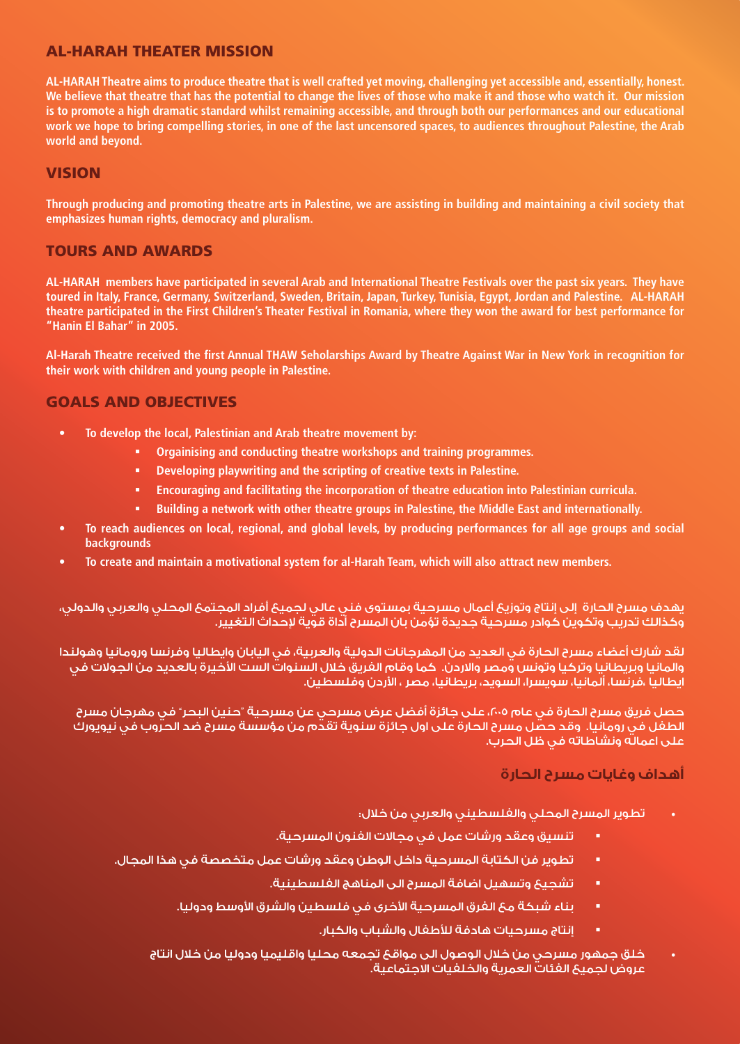## AL-HARAH THEATER MISSION

**AL-HARAH Theatre aims to produce theatre that is well crafted yet moving, challenging yet accessible and, essentially, honest. We believe that theatre that has the potential to change the lives of those who make it and those who watch it. Our mission is to promote a high dramatic standard whilst remaining accessible, and through both our performances and our educational work we hope to bring compelling stories, in one of the last uncensored spaces, to audiences throughout Palestine, the Arab world and beyond.**

## VISION

**Through producing and promoting theatre arts in Palestine, we are assisting in building and maintaining a civil society that emphasizes human rights, democracy and pluralism.**

## TOURS AND AWARDS

**AL-HARAH members have participated in several Arab and International Theatre Festivals over the past six years. They have toured in Italy, France, Germany, Switzerland, Sweden, Britain, Japan, Turkey, Tunisia, Egypt, Jordan and Palestine. AL-HARAH theatre participated in the First Children's Theater Festival in Romania, where they won the award for best performance for "Hanin El Bahar" in 2005.**

**Al-Harah Theatre received the first Annual THAW Seholarships Award by Theatre Against War in New York in recognition for their work with children and young people in Palestine.**

## GOALS AND OBJECTIVES

- **To develop the local, Palestinian and Arab theatre movement by:**
  - **Orgainising and conducting theatre workshops and training programmes.**
  - **Developing playwriting and the scripting of creative texts in Palestine.**
  - **Encouraging and facilitating the incorporation of theatre education into Palestinian curricula.**
  - **Building a network with other theatre groups in Palestine, the Middle East and internationally.**
- **To reach audiences on local, regional, and global levels, by producing performances for all age groups and social backgrounds**
- **To create and maintain a motivational system for al-Harah Team, which will also attract new members.**

يهدف مسرح الحارة إلى إنتاج وتوزيع أعمال مسرحية بمستوى فني عالي لجميع أفراد المجتمع المحلي والعربي والدولي، وكذالك تدريب وتكوين كوادر مسرحية جديدة تؤمن بان المسرح أداة قوية لإحداث التغيير.

لقد شارك أعضاء مسرح الحارة في العديد من المهرجانات الدولية والعربية، في اليابان وايطاليا وفرنسا ورومانيا وهولندا والمانيا وبريطانيا وتركيا وتونس ومصر والاردن. كما وقام الفريق خلال السنوات الست الأخيرة بالعديد من الجولات في ايطاليا ،فرنسا، ألمانيا، سويسرا، السويد، بريطانيا، مصر ، الأردن وفلسطين.

حصل فريق مسرح الحارة في عام ٢٠٠٥، على جائزة أفضل عرض مسرحي عن مسرحية "حنين البحر" في مهرجان مسرح الطفل في رومانيا. وقد حصل مسرح الحارة على اول جائزة سنوية تقدم من مؤسسة مسرح ضد الحروب في نيويورك على اعماله ونشاطاته في ظل الحرب.

### أهداف وغايات مسرح الحارة

- تطوير المسرح المحلي والفلسطيني والعربي من خلال:
  - تنسيق وعقد ورشات عمل في مجالات الفنون المسرحية.
  - تطوير فن الكتابة المسرحية داخل الوطن وعقد ورشات عمل متخصصة في هذا المجال.
  - تشجيع وتسهيل اضافة المسرح الى المناهج الفلسطينية.
  - بناء شبكة مع الفرق المسرحية الأخرى في فلسطين والشرق الأوسط ودوليا.
  - إنتاج مسرحيات هادفة للأطفال والشباب والكبار.
- خلق جمهور مسرحي من خلال الوصول الى مواقع تجمعه محليا واقليميا ودوليا من خلال انتاج عروض لجميع الفئات العمرية والخلفيات الاجتماعية.